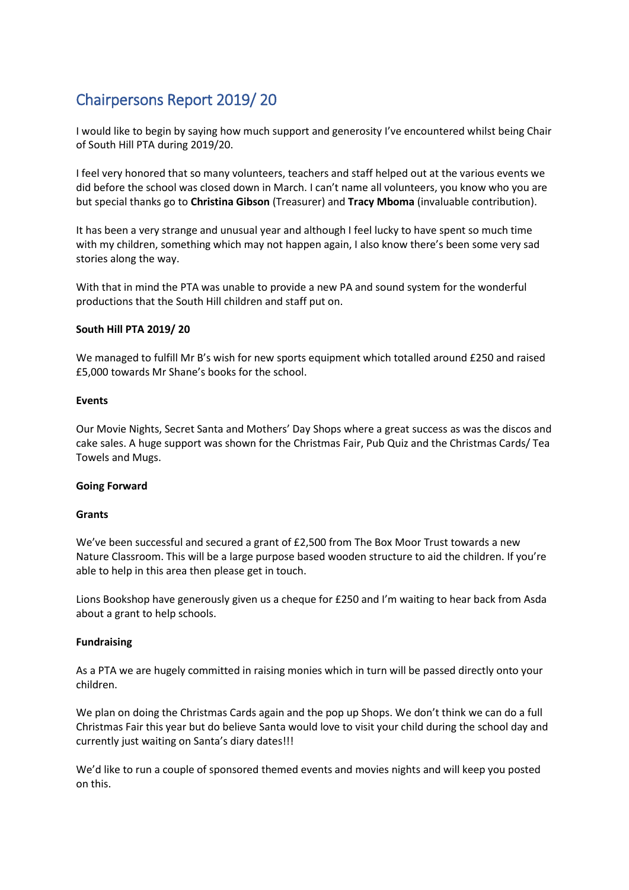# Chairpersons Report 2019/ 20

I would like to begin by saying how much support and generosity I've encountered whilst being Chair of South Hill PTA during 2019/20.

I feel very honored that so many volunteers, teachers and staff helped out at the various events we did before the school was closed down in March. I can't name all volunteers, you know who you are but special thanks go to **Christina Gibson** (Treasurer) and **Tracy Mboma** (invaluable contribution).

It has been a very strange and unusual year and although I feel lucky to have spent so much time with my children, something which may not happen again, I also know there's been some very sad stories along the way.

With that in mind the PTA was unable to provide a new PA and sound system for the wonderful productions that the South Hill children and staff put on.

**South Hill PTA 2019/ 20**

We managed to fulfill Mr B's wish for new sports equipment which totalled around £250 and raised £5,000 towards Mr Shane's books for the school.

**Events**

Our Movie Nights, Secret Santa and Mothers' Day Shops where a great success as was the discos and cake sales. A huge support was shown for the Christmas Fair, Pub Quiz and the Christmas Cards/ Tea Towels and Mugs.

**Going Forward**

**Grants**

We've been successful and secured a grant of £2,500 from The Box Moor Trust towards a new Nature Classroom. This will be a large purpose based wooden structure to aid the children. If you're able to help in this area then please get in touch.

Lions Bookshop have generously given us a cheque for £250 and I'm waiting to hear back from Asda about a grant to help schools.

**Fundraising**

As a PTA we are hugely committed in raising monies which in turn will be passed directly onto your children.

We plan on doing the Christmas Cards again and the pop up Shops. We don't think we can do a full Christmas Fair this year but do believe Santa would love to visit your child during the school day and currently just waiting on Santa's diary dates!!!

We'd like to run a couple of sponsored themed events and movies nights and will keep you posted on this.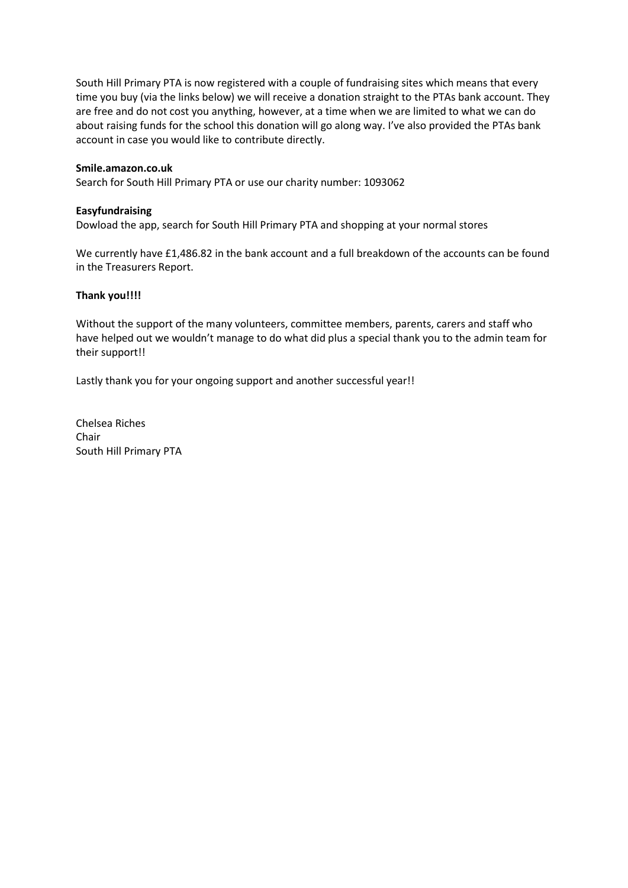South Hill Primary PTA is now registered with a couple of fundraising sites which means that every time you buy (via the links below) we will receive a donation straight to the PTAs bank account. They are free and do not cost you anything, however, at a time when we are limited to what we can do about raising funds for the school this donation will go along way. I've also provided the PTAs bank account in case you would like to contribute directly.

**Smile.amazon.co.uk**
Search for South Hill Primary PTA or use our charity number: 1093062

**Easyfundraising**
Dowload the app, search for South Hill Primary PTA and shopping at your normal stores

We currently have £1,486.82 in the bank account and a full breakdown of the accounts can be found in the Treasurers Report.

**Thank you!!!!**

Without the support of the many volunteers, committee members, parents, carers and staff who have helped out we wouldn't manage to do what did plus a special thank you to the admin team for their support!!

Lastly thank you for your ongoing support and another successful year!!

Chelsea Riches
Chair
South Hill Primary PTA